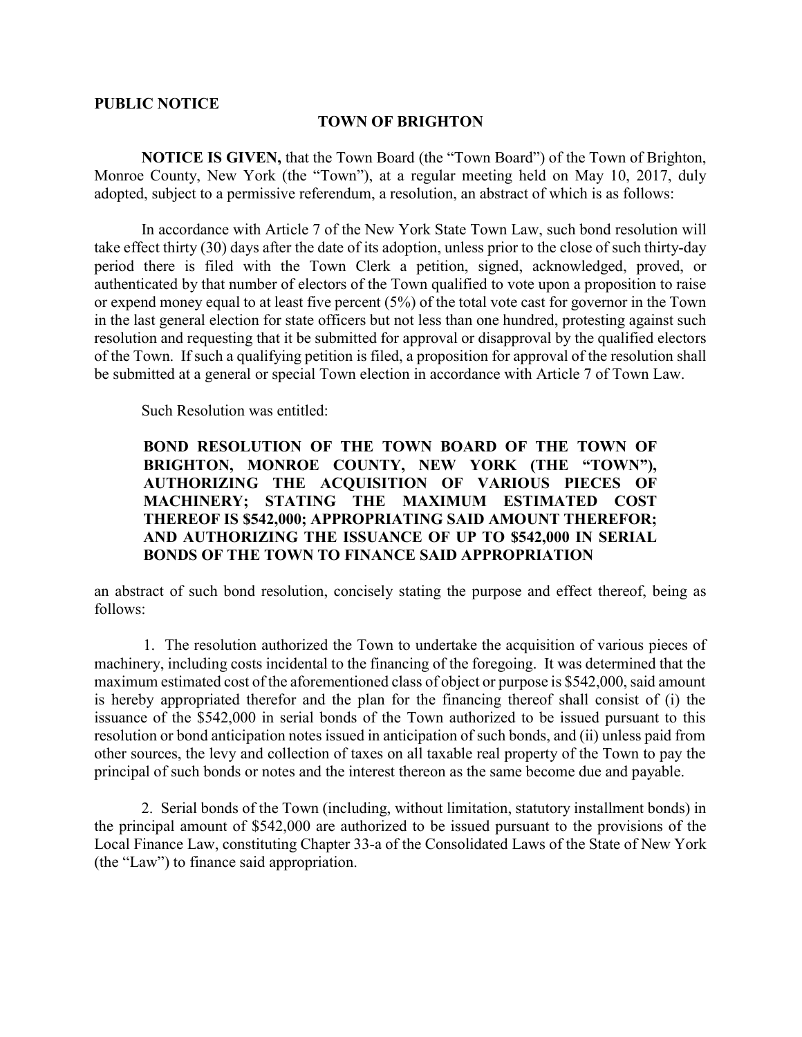**PUBLIC NOTICE**

**TOWN OF BRIGHTON**

**NOTICE IS GIVEN,** that the Town Board (the "Town Board") of the Town of Brighton, Monroe County, New York (the "Town"), at a regular meeting held on May 10, 2017, duly adopted, subject to a permissive referendum, a resolution, an abstract of which is as follows:

In accordance with Article 7 of the New York State Town Law, such bond resolution will take effect thirty (30) days after the date of its adoption, unless prior to the close of such thirty-day period there is filed with the Town Clerk a petition, signed, acknowledged, proved, or authenticated by that number of electors of the Town qualified to vote upon a proposition to raise or expend money equal to at least five percent (5%) of the total vote cast for governor in the Town in the last general election for state officers but not less than one hundred, protesting against such resolution and requesting that it be submitted for approval or disapproval by the qualified electors of the Town. If such a qualifying petition is filed, a proposition for approval of the resolution shall be submitted at a general or special Town election in accordance with Article 7 of Town Law.

Such Resolution was entitled:

**BOND RESOLUTION OF THE TOWN BOARD OF THE TOWN OF BRIGHTON, MONROE COUNTY, NEW YORK (THE "TOWN"), AUTHORIZING THE ACQUISITION OF VARIOUS PIECES OF MACHINERY; STATING THE MAXIMUM ESTIMATED COST THEREOF IS $542,000; APPROPRIATING SAID AMOUNT THEREFOR; AND AUTHORIZING THE ISSUANCE OF UP TO $542,000 IN SERIAL BONDS OF THE TOWN TO FINANCE SAID APPROPRIATION**

an abstract of such bond resolution, concisely stating the purpose and effect thereof, being as follows:

1. The resolution authorized the Town to undertake the acquisition of various pieces of machinery, including costs incidental to the financing of the foregoing. It was determined that the maximum estimated cost of the aforementioned class of object or purpose is $542,000, said amount is hereby appropriated therefor and the plan for the financing thereof shall consist of (i) the issuance of the $542,000 in serial bonds of the Town authorized to be issued pursuant to this resolution or bond anticipation notes issued in anticipation of such bonds, and (ii) unless paid from other sources, the levy and collection of taxes on all taxable real property of the Town to pay the principal of such bonds or notes and the interest thereon as the same become due and payable.

2. Serial bonds of the Town (including, without limitation, statutory installment bonds) in the principal amount of $542,000 are authorized to be issued pursuant to the provisions of the Local Finance Law, constituting Chapter 33-a of the Consolidated Laws of the State of New York (the "Law") to finance said appropriation.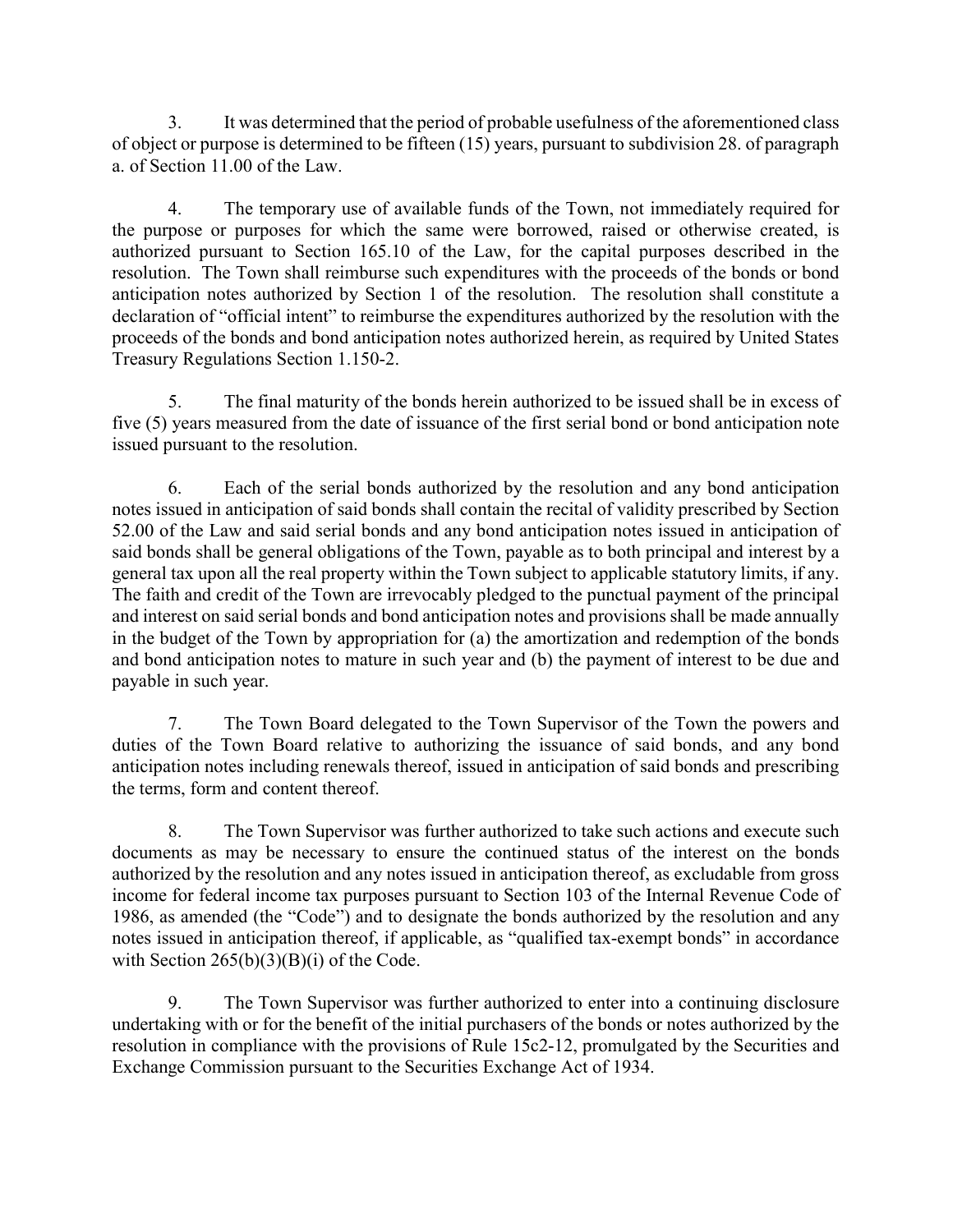3. It was determined that the period of probable usefulness of the aforementioned class of object or purpose is determined to be fifteen (15) years, pursuant to subdivision 28. of paragraph a. of Section 11.00 of the Law.

4. The temporary use of available funds of the Town, not immediately required for the purpose or purposes for which the same were borrowed, raised or otherwise created, is authorized pursuant to Section 165.10 of the Law, for the capital purposes described in the resolution. The Town shall reimburse such expenditures with the proceeds of the bonds or bond anticipation notes authorized by Section 1 of the resolution. The resolution shall constitute a declaration of "official intent" to reimburse the expenditures authorized by the resolution with the proceeds of the bonds and bond anticipation notes authorized herein, as required by United States Treasury Regulations Section 1.150-2.

5. The final maturity of the bonds herein authorized to be issued shall be in excess of five (5) years measured from the date of issuance of the first serial bond or bond anticipation note issued pursuant to the resolution.

6. Each of the serial bonds authorized by the resolution and any bond anticipation notes issued in anticipation of said bonds shall contain the recital of validity prescribed by Section 52.00 of the Law and said serial bonds and any bond anticipation notes issued in anticipation of said bonds shall be general obligations of the Town, payable as to both principal and interest by a general tax upon all the real property within the Town subject to applicable statutory limits, if any. The faith and credit of the Town are irrevocably pledged to the punctual payment of the principal and interest on said serial bonds and bond anticipation notes and provisions shall be made annually in the budget of the Town by appropriation for (a) the amortization and redemption of the bonds and bond anticipation notes to mature in such year and (b) the payment of interest to be due and payable in such year.

7. The Town Board delegated to the Town Supervisor of the Town the powers and duties of the Town Board relative to authorizing the issuance of said bonds, and any bond anticipation notes including renewals thereof, issued in anticipation of said bonds and prescribing the terms, form and content thereof.

8. The Town Supervisor was further authorized to take such actions and execute such documents as may be necessary to ensure the continued status of the interest on the bonds authorized by the resolution and any notes issued in anticipation thereof, as excludable from gross income for federal income tax purposes pursuant to Section 103 of the Internal Revenue Code of 1986, as amended (the "Code") and to designate the bonds authorized by the resolution and any notes issued in anticipation thereof, if applicable, as "qualified tax-exempt bonds" in accordance with Section 265(b)(3)(B)(i) of the Code.

9. The Town Supervisor was further authorized to enter into a continuing disclosure undertaking with or for the benefit of the initial purchasers of the bonds or notes authorized by the resolution in compliance with the provisions of Rule 15c2-12, promulgated by the Securities and Exchange Commission pursuant to the Securities Exchange Act of 1934.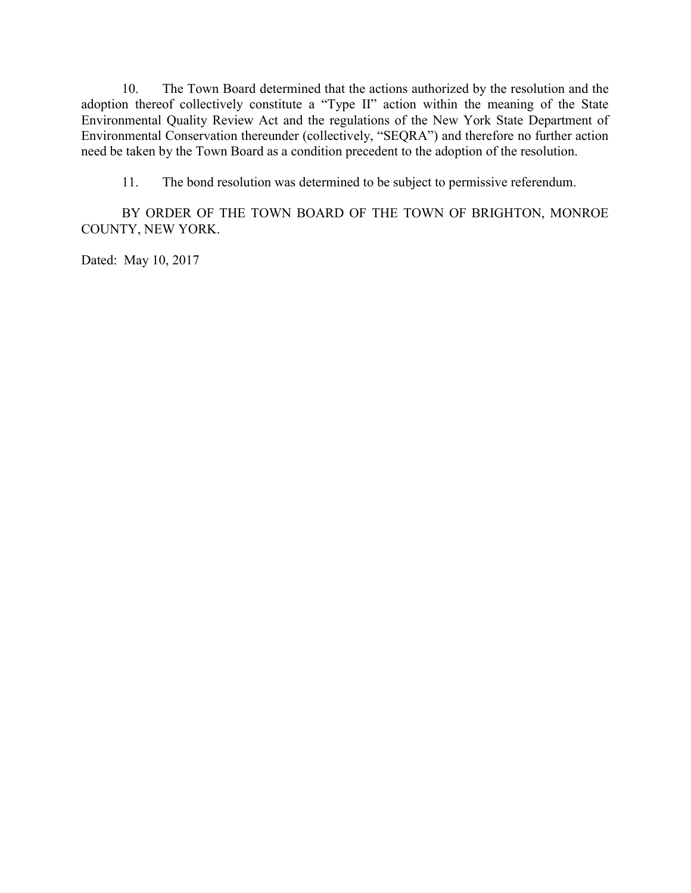10. The Town Board determined that the actions authorized by the resolution and the adoption thereof collectively constitute a "Type II" action within the meaning of the State Environmental Quality Review Act and the regulations of the New York State Department of Environmental Conservation thereunder (collectively, "SEQRA") and therefore no further action need be taken by the Town Board as a condition precedent to the adoption of the resolution.

11. The bond resolution was determined to be subject to permissive referendum.

BY ORDER OF THE TOWN BOARD OF THE TOWN OF BRIGHTON, MONROE COUNTY, NEW YORK.

Dated: May 10, 2017